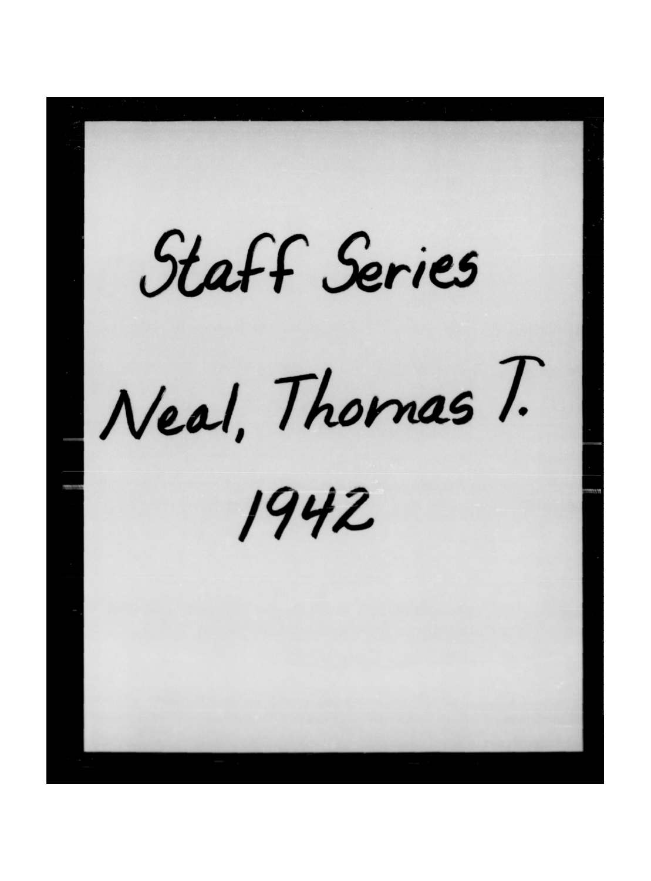Staff Series

Neal, Thomas T.

1942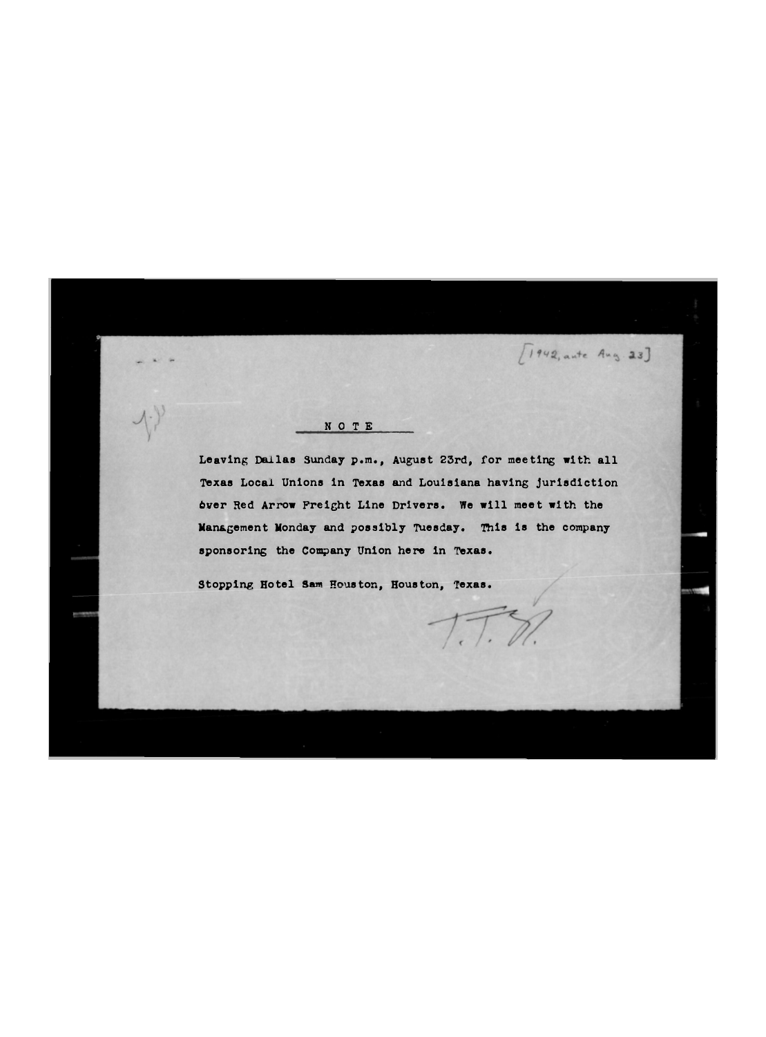[1942, ante Aug. 23]

## NOTE

Leaving Dallas Sunday p.m., August 23rd, for meeting with all Texas Local Unions in Texas and Louisiana having jurisdiction over Red Arrow Freight Line Drivers. We will meet with the Management Monday and possibly Tuesday. This is the company sponsoring the Company Union here in Texas.

Stopping Hotel Sam Houston, Houston, Texas.

T.T.N.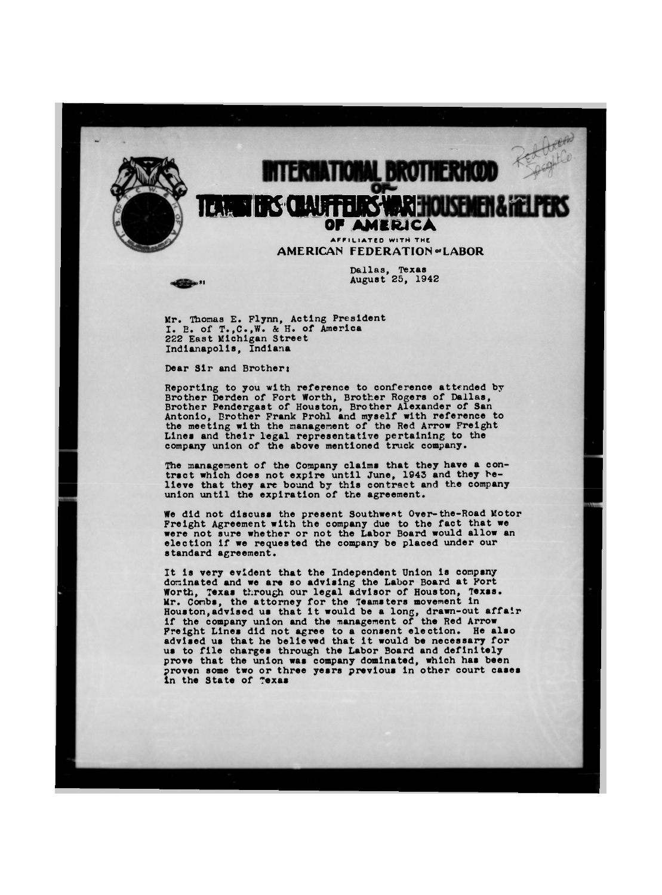# INTERNATIONAL BROTHERHOOD OF TEAMSTERS CHAUFFEURS WAREHOUSEMEN & HELPERS OF AMERICA

AFFILIATED WITH THE

AMERICAN FEDERATION of LABOR

Red Arrow Freight Co.

Dallas, Texas
August 25, 1942

Mr. Thomas E. Flynn, Acting President
I. B. of T.,C.,W. & H. of America
222 East Michigan Street
Indianapolis, Indiana

Dear Sir and Brother:

Reporting to you with reference to conference attended by Brother Derden of Fort Worth, Brother Rogers of Dallas, Brother Pendergast of Houston, Brother Alexander of San Antonio, Brother Frank Prohl and myself with reference to the meeting with the management of the Red Arrow Freight Lines and their legal representative pertaining to the company union of the above mentioned truck company.

The management of the Company claims that they have a contract which does not expire until June, 1943 and they believe that they are bound by this contract and the company union until the expiration of the agreement.

We did not discuss the present Southwest Over-the-Road Motor Freight Agreement with the company due to the fact that we were not sure whether or not the Labor Board would allow an election if we requested the company be placed under our standard agreement.

It is very evident that the Independent Union is company dominated and we are so advising the Labor Board at Fort Worth, Texas through our legal advisor of Houston, Texas. Mr. Combs, the attorney for the Teamsters movement in Houston,advised us that it would be a long, drawn-out affair if the company union and the management of the Red Arrow Freight Lines did not agree to a consent election. He also advised us that he believed that it would be necessary for us to file charges through the Labor Board and definitely prove that the union was company dominated, which has been proven some two or three years previous in other court cases in the State of Texas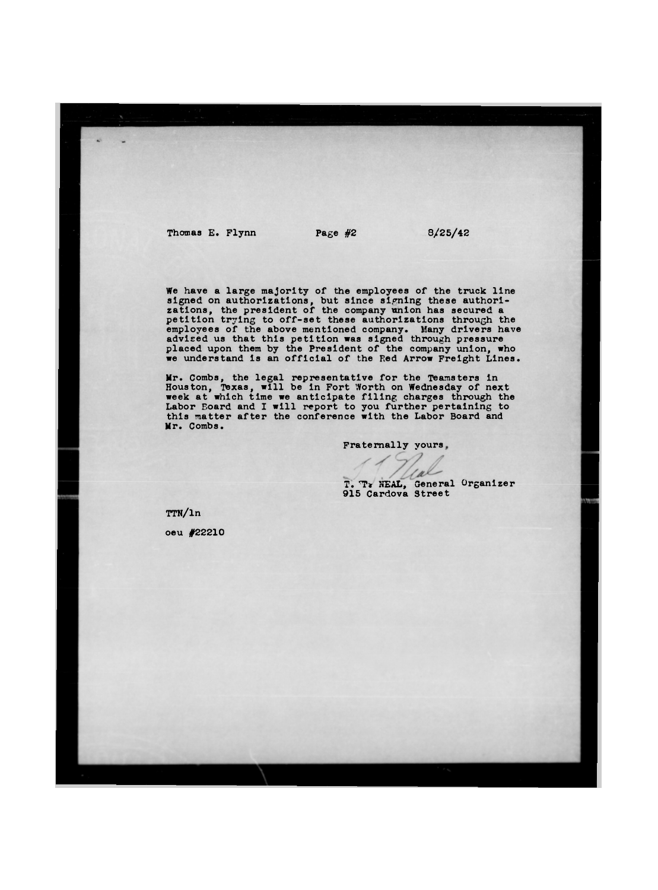Thomas E. Flynn Page #2 8/25/42

We have a large majority of the employees of the truck line signed on authorizations, but since signing these authorizations, the president of the company union has secured a petition trying to off-set these authorizations through the employees of the above mentioned company. Many drivers have advised us that this petition was signed through pressure placed upon them by the President of the company union, who we understand is an official of the Red Arrow Freight Lines.

Mr. Combs, the legal representative for the Teamsters in Houston, Texas, will be in Fort Worth on Wednesday of next week at which time we anticipate filing charges through the Labor Board and I will report to you further pertaining to this matter after the conference with the Labor Board and Mr. Combs.

Fraternally yours,

T. T. NEAL, General Organizer
915 Cardova Street

TTN/ln

oeu #22210